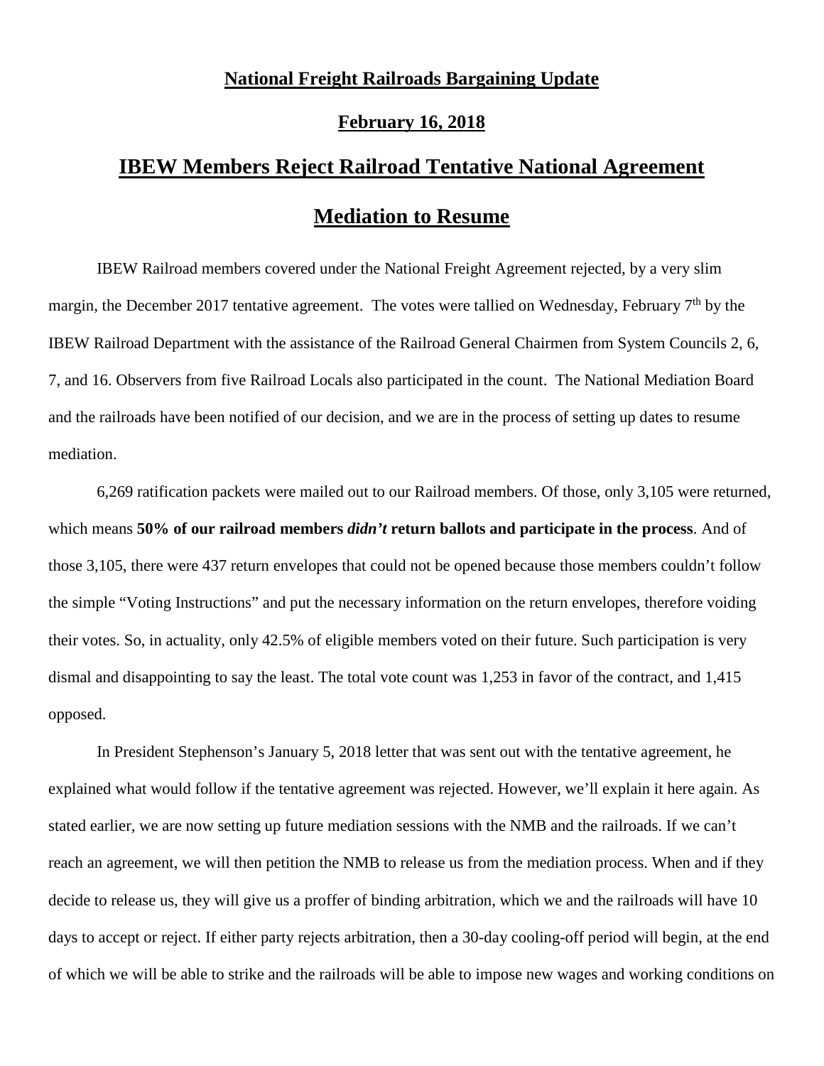**National Freight Railroads Bargaining Update**

**February 16, 2018**

# IBEW Members Reject Railroad Tentative National Agreement

# Mediation to Resume

IBEW Railroad members covered under the National Freight Agreement rejected, by a very slim margin, the December 2017 tentative agreement. The votes were tallied on Wednesday, February 7th by the IBEW Railroad Department with the assistance of the Railroad General Chairmen from System Councils 2, 6, 7, and 16. Observers from five Railroad Locals also participated in the count. The National Mediation Board and the railroads have been notified of our decision, and we are in the process of setting up dates to resume mediation.

6,269 ratification packets were mailed out to our Railroad members. Of those, only 3,105 were returned, which means **50% of our railroad members *didn't* return ballots and participate in the process**. And of those 3,105, there were 437 return envelopes that could not be opened because those members couldn't follow the simple "Voting Instructions" and put the necessary information on the return envelopes, therefore voiding their votes. So, in actuality, only 42.5% of eligible members voted on their future. Such participation is very dismal and disappointing to say the least. The total vote count was 1,253 in favor of the contract, and 1,415 opposed.

In President Stephenson's January 5, 2018 letter that was sent out with the tentative agreement, he explained what would follow if the tentative agreement was rejected. However, we'll explain it here again. As stated earlier, we are now setting up future mediation sessions with the NMB and the railroads. If we can't reach an agreement, we will then petition the NMB to release us from the mediation process. When and if they decide to release us, they will give us a proffer of binding arbitration, which we and the railroads will have 10 days to accept or reject. If either party rejects arbitration, then a 30-day cooling-off period will begin, at the end of which we will be able to strike and the railroads will be able to impose new wages and working conditions on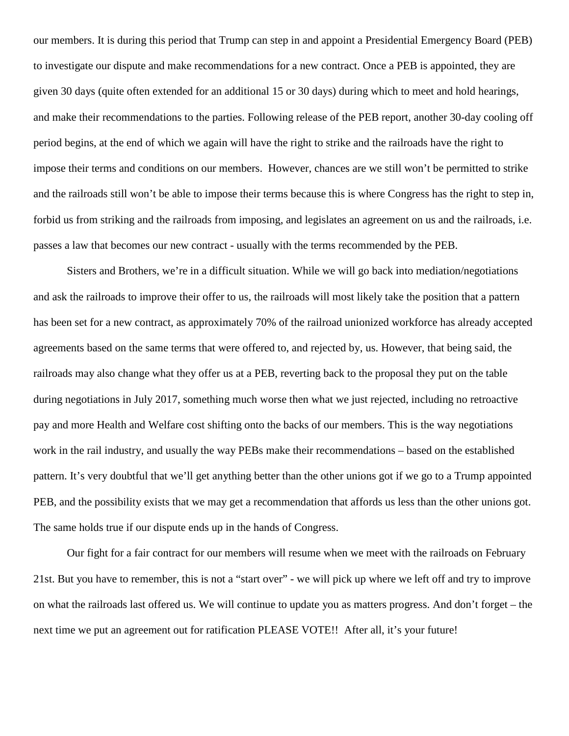our members. It is during this period that Trump can step in and appoint a Presidential Emergency Board (PEB) to investigate our dispute and make recommendations for a new contract. Once a PEB is appointed, they are given 30 days (quite often extended for an additional 15 or 30 days) during which to meet and hold hearings, and make their recommendations to the parties. Following release of the PEB report, another 30-day cooling off period begins, at the end of which we again will have the right to strike and the railroads have the right to impose their terms and conditions on our members. However, chances are we still won't be permitted to strike and the railroads still won't be able to impose their terms because this is where Congress has the right to step in, forbid us from striking and the railroads from imposing, and legislates an agreement on us and the railroads, i.e. passes a law that becomes our new contract - usually with the terms recommended by the PEB.

Sisters and Brothers, we're in a difficult situation. While we will go back into mediation/negotiations and ask the railroads to improve their offer to us, the railroads will most likely take the position that a pattern has been set for a new contract, as approximately 70% of the railroad unionized workforce has already accepted agreements based on the same terms that were offered to, and rejected by, us. However, that being said, the railroads may also change what they offer us at a PEB, reverting back to the proposal they put on the table during negotiations in July 2017, something much worse then what we just rejected, including no retroactive pay and more Health and Welfare cost shifting onto the backs of our members. This is the way negotiations work in the rail industry, and usually the way PEBs make their recommendations – based on the established pattern. It's very doubtful that we'll get anything better than the other unions got if we go to a Trump appointed PEB, and the possibility exists that we may get a recommendation that affords us less than the other unions got. The same holds true if our dispute ends up in the hands of Congress.

Our fight for a fair contract for our members will resume when we meet with the railroads on February 21st. But you have to remember, this is not a "start over" - we will pick up where we left off and try to improve on what the railroads last offered us. We will continue to update you as matters progress. And don't forget – the next time we put an agreement out for ratification PLEASE VOTE!! After all, it's your future!